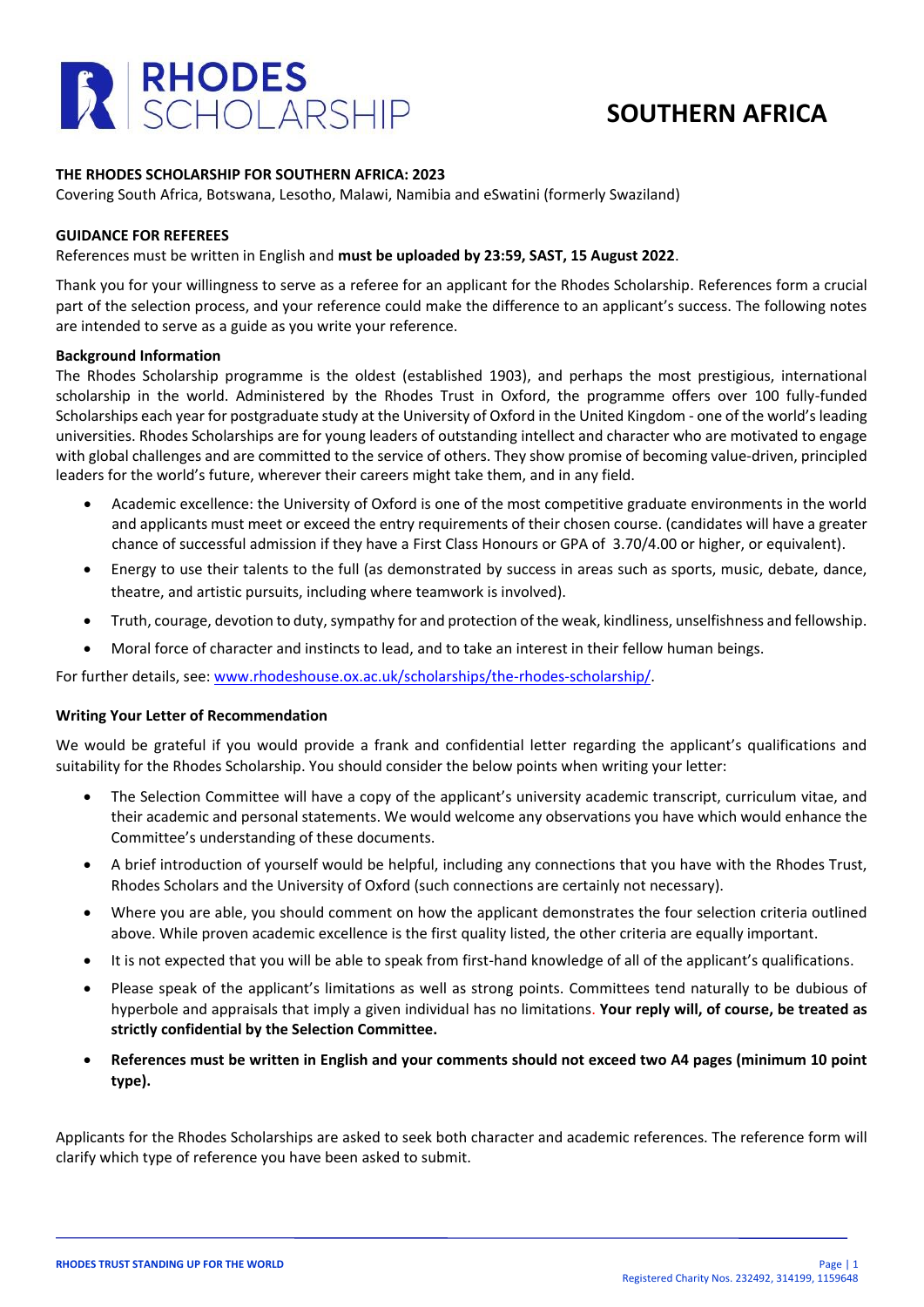# RHODES SCHOLARSHIP

## SOUTHERN AFRICA

**THE RHODES SCHOLARSHIP FOR SOUTHERN AFRICA: 2023**

Covering South Africa, Botswana, Lesotho, Malawi, Namibia and eSwatini (formerly Swaziland)

**GUIDANCE FOR REFEREES**

References must be written in English and **must be uploaded by 23:59, SAST, 15 August 2022**.

Thank you for your willingness to serve as a referee for an applicant for the Rhodes Scholarship. References form a crucial part of the selection process, and your reference could make the difference to an applicant's success. The following notes are intended to serve as a guide as you write your reference.

**Background Information**

The Rhodes Scholarship programme is the oldest (established 1903), and perhaps the most prestigious, international scholarship in the world. Administered by the Rhodes Trust in Oxford, the programme offers over 100 fully-funded Scholarships each year for postgraduate study at the University of Oxford in the United Kingdom - one of the world's leading universities. Rhodes Scholarships are for young leaders of outstanding intellect and character who are motivated to engage with global challenges and are committed to the service of others. They show promise of becoming value-driven, principled leaders for the world's future, wherever their careers might take them, and in any field.

- Academic excellence: the University of Oxford is one of the most competitive graduate environments in the world and applicants must meet or exceed the entry requirements of their chosen course. (candidates will have a greater chance of successful admission if they have a First Class Honours or GPA of 3.70/4.00 or higher, or equivalent).
- Energy to use their talents to the full (as demonstrated by success in areas such as sports, music, debate, dance, theatre, and artistic pursuits, including where teamwork is involved).
- Truth, courage, devotion to duty, sympathy for and protection of the weak, kindliness, unselfishness and fellowship.
- Moral force of character and instincts to lead, and to take an interest in their fellow human beings.

For further details, see: www.rhodeshouse.ox.ac.uk/scholarships/the-rhodes-scholarship/.

**Writing Your Letter of Recommendation**

We would be grateful if you would provide a frank and confidential letter regarding the applicant's qualifications and suitability for the Rhodes Scholarship. You should consider the below points when writing your letter:

- The Selection Committee will have a copy of the applicant's university academic transcript, curriculum vitae, and their academic and personal statements. We would welcome any observations you have which would enhance the Committee's understanding of these documents.
- A brief introduction of yourself would be helpful, including any connections that you have with the Rhodes Trust, Rhodes Scholars and the University of Oxford (such connections are certainly not necessary).
- Where you are able, you should comment on how the applicant demonstrates the four selection criteria outlined above. While proven academic excellence is the first quality listed, the other criteria are equally important.
- It is not expected that you will be able to speak from first-hand knowledge of all of the applicant's qualifications.
- Please speak of the applicant's limitations as well as strong points. Committees tend naturally to be dubious of hyperbole and appraisals that imply a given individual has no limitations. **Your reply will, of course, be treated as strictly confidential by the Selection Committee.**
- **References must be written in English and your comments should not exceed two A4 pages (minimum 10 point type).**

Applicants for the Rhodes Scholarships are asked to seek both character and academic references. The reference form will clarify which type of reference you have been asked to submit.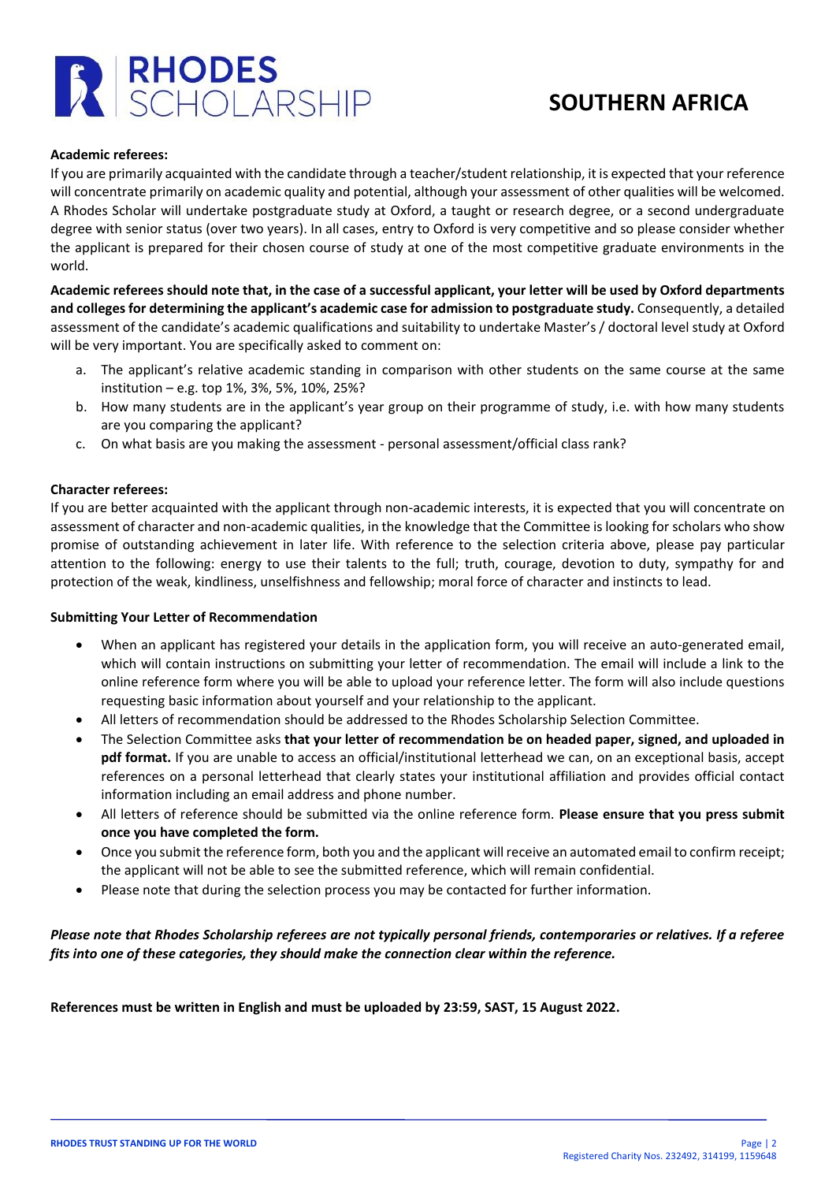**Academic referees:**

If you are primarily acquainted with the candidate through a teacher/student relationship, it is expected that your reference will concentrate primarily on academic quality and potential, although your assessment of other qualities will be welcomed. A Rhodes Scholar will undertake postgraduate study at Oxford, a taught or research degree, or a second undergraduate degree with senior status (over two years). In all cases, entry to Oxford is very competitive and so please consider whether the applicant is prepared for their chosen course of study at one of the most competitive graduate environments in the world.

**Academic referees should note that, in the case of a successful applicant, your letter will be used by Oxford departments and colleges for determining the applicant's academic case for admission to postgraduate study.** Consequently, a detailed assessment of the candidate's academic qualifications and suitability to undertake Master's / doctoral level study at Oxford will be very important. You are specifically asked to comment on:

a. The applicant's relative academic standing in comparison with other students on the same course at the same institution – e.g. top 1%, 3%, 5%, 10%, 25%?
b. How many students are in the applicant's year group on their programme of study, i.e. with how many students are you comparing the applicant?
c. On what basis are you making the assessment - personal assessment/official class rank?

**Character referees:**

If you are better acquainted with the applicant through non-academic interests, it is expected that you will concentrate on assessment of character and non-academic qualities, in the knowledge that the Committee is looking for scholars who show promise of outstanding achievement in later life. With reference to the selection criteria above, please pay particular attention to the following: energy to use their talents to the full; truth, courage, devotion to duty, sympathy for and protection of the weak, kindliness, unselfishness and fellowship; moral force of character and instincts to lead.

**Submitting Your Letter of Recommendation**

- When an applicant has registered your details in the application form, you will receive an auto-generated email, which will contain instructions on submitting your letter of recommendation. The email will include a link to the online reference form where you will be able to upload your reference letter. The form will also include questions requesting basic information about yourself and your relationship to the applicant.
- All letters of recommendation should be addressed to the Rhodes Scholarship Selection Committee.
- The Selection Committee asks **that your letter of recommendation be on headed paper, signed, and uploaded in pdf format.** If you are unable to access an official/institutional letterhead we can, on an exceptional basis, accept references on a personal letterhead that clearly states your institutional affiliation and provides official contact information including an email address and phone number.
- All letters of reference should be submitted via the online reference form. **Please ensure that you press submit once you have completed the form.**
- Once you submit the reference form, both you and the applicant will receive an automated email to confirm receipt; the applicant will not be able to see the submitted reference, which will remain confidential.
- Please note that during the selection process you may be contacted for further information.

***Please note that Rhodes Scholarship referees are not typically personal friends, contemporaries or relatives. If a referee fits into one of these categories, they should make the connection clear within the reference.***

**References must be written in English and must be uploaded by 23:59, SAST, 15 August 2022.**